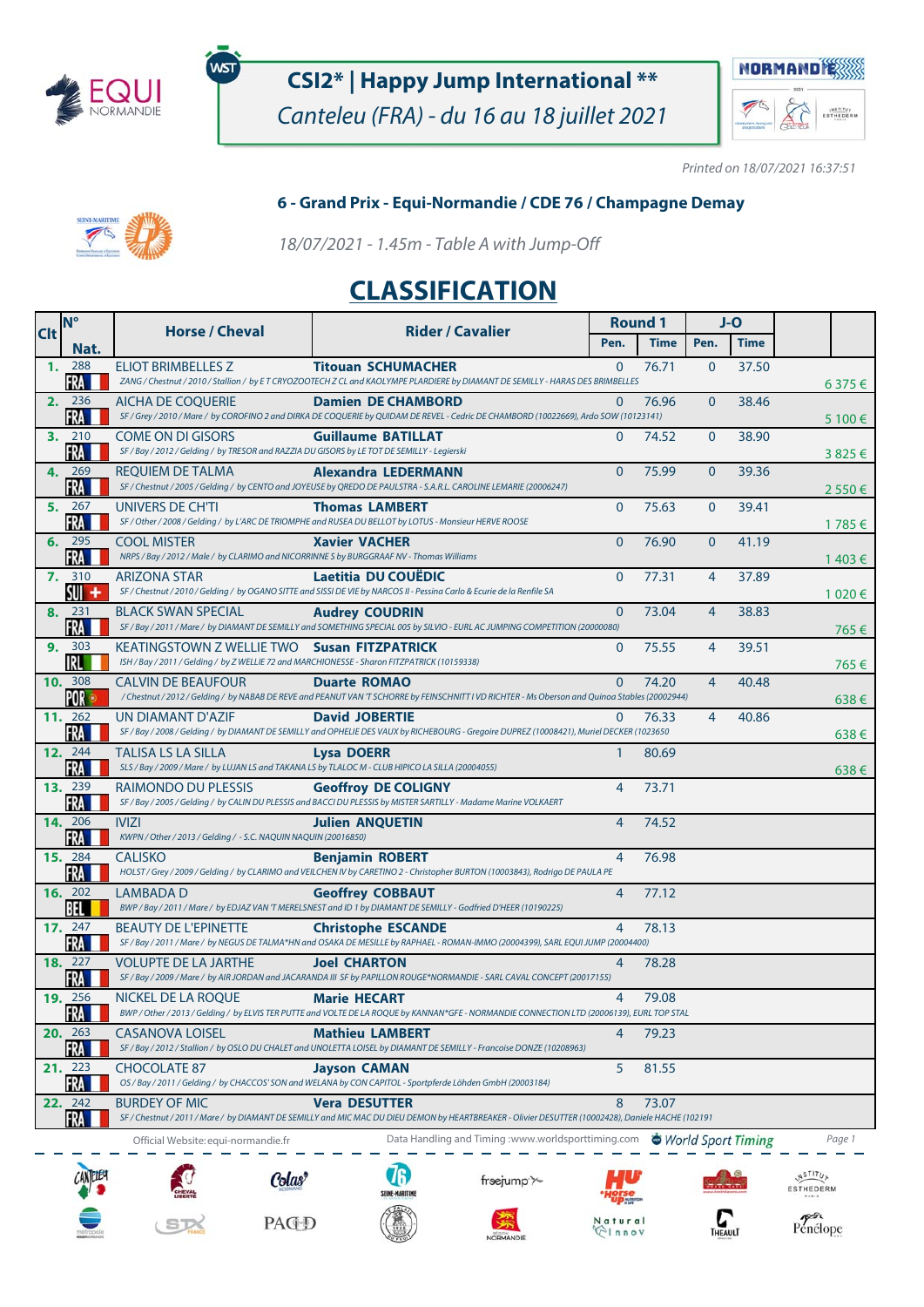# CSI2* | Happy Jump International **

*Canteleu (FRA) - du 16 au 18 juillet 2021*

*Printed on 18/07/2021 16:37:51*

### 6 - Grand Prix - Equi-Normandie / CDE 76 / Champagne Demay

*18/07/2021 - 1.45m - Table A with Jump-Off*

## CLASSIFICATION

| Clt | N° Nat. | Horse / Cheval | Rider / Cavalier | Round 1 Pen. | Round 1 Time | J-O Pen. | J-O Time | |
|---|---|---|---|---|---|---|---|---|
| 1. | 288 FRA | ELIOT BRIMBELLES Z<br>ZANG / Chestnut / 2010 / Stallion / by E T CRYOZOOTECH Z CL and KAOLYMPE PLARDIERE by DIAMANT DE SEMILLY - HARAS DES BRIMBELLES | **Titouan SCHUMACHER** | 0 | 76.71 | 0 | 37.50 | 6 375 € |
| 2. | 236 FRA | AICHA DE COQUERIE<br>SF / Grey / 2010 / Mare / by COROFINO 2 and DIRKA DE COQUERIE by QUIDAM DE REVEL - Cedric DE CHAMBORD (10022669), Ardo SOW (10123141) | **Damien DE CHAMBORD** | 0 | 76.96 | 0 | 38.46 | 5 100 € |
| 3. | 210 FRA | COME ON DI GISORS<br>SF / Bay / 2012 / Gelding / by TRESOR and RAZZIA DU GISORS by LE TOT DE SEMILLY - Legierski | **Guillaume BATILLAT** | 0 | 74.52 | 0 | 38.90 | 3 825 € |
| 4. | 269 FRA | REQUIEM DE TALMA<br>SF / Chestnut / 2005 / Gelding / by CENTO and JOYEUSE by QREDO DE PAULSTRA - S.A.R.L. CAROLINE LEMARIE (20006247) | **Alexandra LEDERMANN** | 0 | 75.99 | 0 | 39.36 | 2 550 € |
| 5. | 267 FRA | UNIVERS DE CH'TI<br>SF / Other / 2008 / Gelding / by L'ARC DE TRIOMPHE and RUSEA DU BELLOT by LOTUS - Monsieur HERVE ROOSE | **Thomas LAMBERT** | 0 | 75.63 | 0 | 39.41 | 1 785 € |
| 6. | 295 FRA | COOL MISTER<br>NRPS / Bay / 2012 / Male / by CLARIMO and NICORRINNE S by BURGGRAAF NV - Thomas Williams | **Xavier VACHER** | 0 | 76.90 | 0 | 41.19 | 1 403 € |
| 7. | 310 SUI | ARIZONA STAR<br>SF / Chestnut / 2010 / Gelding / by OGANO SITTE and SISSI DE VIE by NARCOS II - Pessina Carlo & Ecurie de la Renfile SA | **Laetitia DU COUËDIC** | 0 | 77.31 | 4 | 37.89 | 1 020 € |
| 8. | 231 FRA | BLACK SWAN SPECIAL<br>SF / Bay / 2011 / Mare / by DIAMANT DE SEMILLY and SOMETHING SPECIAL 005 by SILVIO - EURL AC JUMPING COMPETITION (20000080) | **Audrey COUDRIN** | 0 | 73.04 | 4 | 38.83 | 765 € |
| 9. | 303 IRL | KEATINGSTOWN Z WELLIE TWO<br>ISH / Bay / 2011 / Gelding / by Z WELLIE 72 and MARCHIONESSE - Sharon FITZPATRICK (10159338) | **Susan FITZPATRICK** | 0 | 75.55 | 4 | 39.51 | 765 € |
| 10. | 308 POR | CALVIN DE BEAUFOUR<br>/ Chestnut / 2012 / Gelding / by NABAB DE REVE and PEANUT VAN 'T SCHORRE by FEINSCHNITT I VD RICHTER - Ms Oberson and Quinoa Stables (20002944) | **Duarte ROMAO** | 0 | 74.20 | 4 | 40.48 | 638 € |
| 11. | 262 FRA | UN DIAMANT D'AZIF<br>SF / Bay / 2008 / Gelding / by DIAMANT DE SEMILLY and OPHELIE DES VAUX by RICHEBOURG - Gregoire DUPREZ (10008421), Muriel DECKER (1023650 | **David JOBERTIE** | 0 | 76.33 | 4 | 40.86 | 638 € |
| 12. | 244 FRA | TALISA LS LA SILLA<br>SLS / Bay / 2009 / Mare / by LUJAN LS and TAKANA LS by TLALOC M - CLUB HIPICO LA SILLA (20004055) | **Lysa DOERR** | 1 | 80.69 | | | 638 € |
| 13. | 239 FRA | RAIMONDO DU PLESSIS<br>SF / Bay / 2005 / Gelding / by CALIN DU PLESSIS and BACCI DU PLESSIS by MISTER SARTILLY - Madame Marine VOLKAERT | **Geoffroy DE COLIGNY** | 4 | 73.71 | | | |
| 14. | 206 FRA | IVIZI<br>KWPN / Other / 2013 / Gelding / - S.C. NAQUIN NAQUIN (20016850) | **Julien ANQUETIN** | 4 | 74.52 | | | |
| 15. | 284 FRA | CALISKO<br>HOLST / Grey / 2009 / Gelding / by CLARIMO and VEILCHEN IV by CARETINO 2 - Christopher BURTON (10003843), Rodrigo DE PAULA PE | **Benjamin ROBERT** | 4 | 76.98 | | | |
| 16. | 202 BEL | LAMBADA D<br>BWP / Bay / 2011 / Mare / by EDJAZ VAN 'T MERELSNEST and ID 1 by DIAMANT DE SEMILLY - Godfried D'HEER (10190225) | **Geoffrey COBBAUT** | 4 | 77.12 | | | |
| 17. | 247 FRA | BEAUTY DE L'EPINETTE<br>SF / Bay / 2011 / Mare / by NEGUS DE TALMA*HN and OSAKA DE MESILLE by RAPHAEL - ROMAN-IMMO (20004399), SARL EQUI JUMP (20004400) | **Christophe ESCANDE** | 4 | 78.13 | | | |
| 18. | 227 FRA | VOLUPTE DE LA JARTHE<br>SF / Bay / 2009 / Mare / by AIR JORDAN and JACARANDA III SF by PAPILLON ROUGE*NORMANDIE - SARL CAVAL CONCEPT (20017155) | **Joel CHARTON** | 4 | 78.28 | | | |
| 19. | 256 FRA | NICKEL DE LA ROQUE<br>BWP / Other / 2013 / Gelding / by ELVIS TER PUTTE and VOLTE DE LA ROQUE by KANNAN*GFE - NORMANDIE CONNECTION LTD (20006139), EURL TOP STAL | **Marie HECART** | 4 | 79.08 | | | |
| 20. | 263 FRA | CASANOVA LOISEL<br>SF / Bay / 2012 / Stallion / by OSLO DU CHALET and UNOLETTA LOISEL by DIAMANT DE SEMILLY - Francoise DONZE (10208963) | **Mathieu LAMBERT** | 4 | 79.23 | | | |
| 21. | 223 FRA | CHOCOLATE 87<br>OS / Bay / 2011 / Gelding / by CHACCOS' SON and WELANA by CON CAPITOL - Sportpferde Löhden GmbH (20003184) | **Jayson CAMAN** | 5 | 81.55 | | | |
| 22. | 242 FRA | BURDEY DE MIC<br>SF / Chestnut / 2011 / Mare / by DIAMANT DE SEMILLY and MIC MAC DU DIEU DEMON by HEARTBREAKER - Olivier DESUTTER (10002428), Daniele HACHE (102191 | **Vera DESUTTER** | 8 | 73.07 | | | |

Official Website: equi-normandie.fr — Data Handling and Timing : www.worldsporttiming.com — World Sport Timing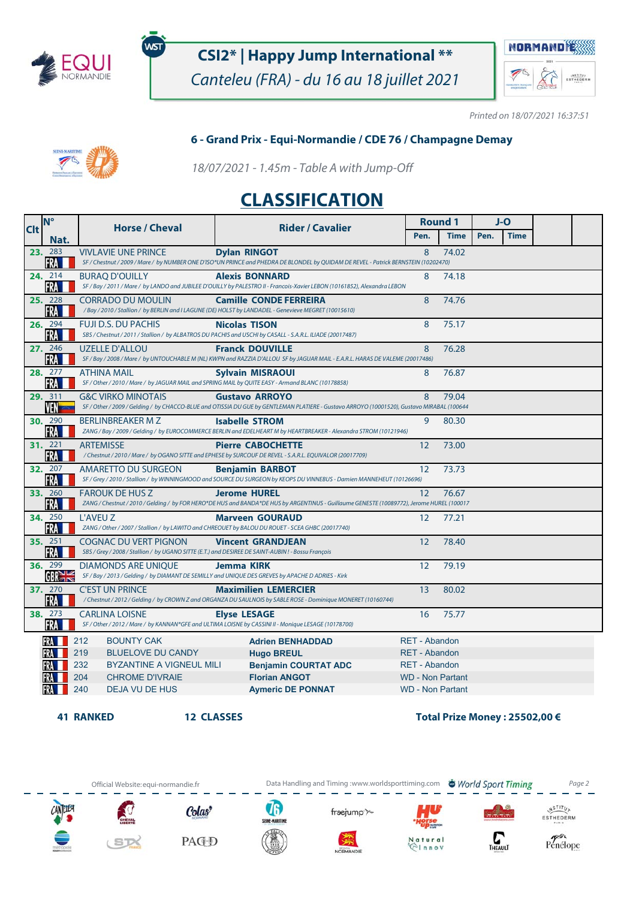# CSI2* | Happy Jump International **

*Canteleu (FRA) - du 16 au 18 juillet 2021*

*Printed on 18/07/2021 16:37:51*

### 6 - Grand Prix - Equi-Normandie / CDE 76 / Champagne Demay

*18/07/2021 - 1.45m - Table A with Jump-Off*

## CLASSIFICATION

| Clt | N° Nat. | Horse / Cheval | Rider / Cavalier | Round 1 | | J-O | | | |
|---|---|---|---|---|---|---|---|---|---|
| | | | | Pen. | Time | Pen. | Time | | |
| 23. | 283 FRA | VIVLAVIE UNE PRINCE<br>*SF / Chestnut / 2009 / Mare / by NUMBER ONE D'ISO*UN PRINCE and PHEDRA DE BLONDEL by QUIDAM DE REVEL - Patrick BERNSTEIN (10202470)* | **Dylan RINGOT** | 8 | 74.02 | | | | |
| 24. | 214 FRA | BURAQ D'OUILLY<br>*SF / Bay / 2011 / Mare / by LANDO and JUBILEE D'OUILLY by PALESTRO II - Francois-Xavier LEBON (10161852), Alexandra LEBON* | **Alexis BONNARD** | 8 | 74.18 | | | | |
| 25. | 228 FRA | CORRADO DU MOULIN<br>*/ Bay / 2010 / Stallion / by BERLIN and I LAGUNE (DE) HOLST by LANDADEL - Genevieve MEGRET (10015610)* | **Camille CONDE FERREIRA** | 8 | 74.76 | | | | |
| 26. | 294 FRA | FUJI D.S. DU PACHIS<br>*SBS / Chestnut / 2011 / Stallion / by ALBATROS DU PACHIS and USCHI by CASALL - S.A.R.L. ILIADE (20017487)* | **Nicolas TISON** | 8 | 75.17 | | | | |
| 27. | 246 FRA | UZELLE D'ALLOU<br>*SF / Bay / 2008 / Mare / by UNTOUCHABLE M (NL) KWPN and RAZZIA D'ALLOU SF by JAGUAR MAIL - E.A.R.L. HARAS DE VALEME (20017486)* | **Franck DOUVILLE** | 8 | 76.28 | | | | |
| 28. | 277 FRA | ATHINA MAIL<br>*SF / Other / 2010 / Mare / by JAGUAR MAIL and SPRING MAIL by QUITE EASY - Armand BLANC (10178858)* | **Sylvain MISRAOUI** | 8 | 76.87 | | | | |
| 29. | 311 VEN | G&C VIRKO MINOTAIS<br>*SF / Other / 2009 / Gelding / by CHACCO-BLUE and OTISSIA DU GUE by GENTLEMAN PLATIERE - Gustavo ARROYO (10001520), Gustavo MIRABAL (100644* | **Gustavo ARROYO** | 8 | 79.04 | | | | |
| 30. | 290 FRA | BERLINBREAKER M Z<br>*ZANG / Bay / 2009 / Gelding / by EUROCOMMERCE BERLIN and EDELHEART M by HEARTBREAKER - Alexandra STROM (10121946)* | **Isabelle STROM** | 9 | 80.30 | | | | |
| 31. | 221 FRA | ARTEMISSE<br>*/ Chestnut / 2010 / Mare / by OGANO SITTE and EPHESE by SURCOUF DE REVEL - S.A.R.L. EQUIVALOR (20017709)* | **Pierre CABOCHETTE** | 12 | 73.00 | | | | |
| 32. | 207 FRA | AMARETTO DU SURGEON<br>*SF / Grey / 2010 / Stallion / by WINNINGMOOD and SOURCE DU SURGEON by KEOPS DU VINNEBUS - Damien MANNEHEIT (10126696)* | **Benjamin BARBOT** | 12 | 73.73 | | | | |
| 33. | 260 FRA | FAROUK DE HUS Z<br>*ZANG / Chestnut / 2010 / Gelding / by FOR HERO*DE HUS and BANDA*DE HUS by ARGENTINUS - Guillaume GENESTE (10089772), Jerome HUREL (100017* | **Jerome HUREL** | 12 | 76.67 | | | | |
| 34. | 250 FRA | L'AVEU Z<br>*ZANG / Other / 2007 / Stallion / by LAWITO and CHREOUET by BALOU DU ROUET - SCEA GHBC (20017740)* | **Marveen GOURAUD** | 12 | 77.21 | | | | |
| 35. | 251 FRA | COGNAC DU VERT PIGNON<br>*SBS / Grey / 2008 / Stallion / by UGANO SITTE (E.T.) and DESIREE DE SAINT-AUBIN ! - Bossu François* | **Vincent GRANDJEAN** | 12 | 78.40 | | | | |
| 36. | 299 GBR | DIAMONDS ARE UNIQUE<br>*SF / Bay / 2013 / Gelding / by DIAMANT DE SEMILLY and UNIQUE DES GREVES by APACHE D ADRIES - Kirk* | **Jemma KIRK** | 12 | 79.19 | | | | |
| 37. | 270 FRA | C'EST UN PRINCE<br>*/ Chestnut / 2012 / Gelding / by CROWN Z and ORGANZA DU SAULNOIS by SABLE ROSE - Dominique MONERET (10160744)* | **Maximilien LEMERCIER** | 13 | 80.02 | | | | |
| 38. | 273 FRA | CARLINA LOISNE<br>*SF / Other / 2012 / Mare / by KANNAN*GFE and ULTIMA LOISNE by CASSINI II - Monique LESAGE (10178700)* | **Elyse LESAGE** | 16 | 75.77 | | | | |

| Nat. | N° | Horse / Cheval | Rider / Cavalier | Status |
|---|---|---|---|---|
| FRA | 212 | BOUNTY CAK | **Adrien BENHADDAD** | RET - Abandon |
| FRA | 219 | BLUELOVE DU CANDY | **Hugo BREUL** | RET - Abandon |
| FRA | 232 | BYZANTINE A VIGNEUL MILI | **Benjamin COURTAT ADC** | RET - Abandon |
| FRA | 204 | CHROME D'IVRAIE | **Florian ANGOT** | WD - Non Partant |
| FRA | 240 | DEJA VU DE HUS | **Aymeric DE PONNAT** | WD - Non Partant |

**41 RANKED** **12 CLASSES** **Total Prize Money : 25502,00 €**

Official Website: equi-normandie.fr    Data Handling and Timing : www.worldsporttiming.com    World Sport Timing